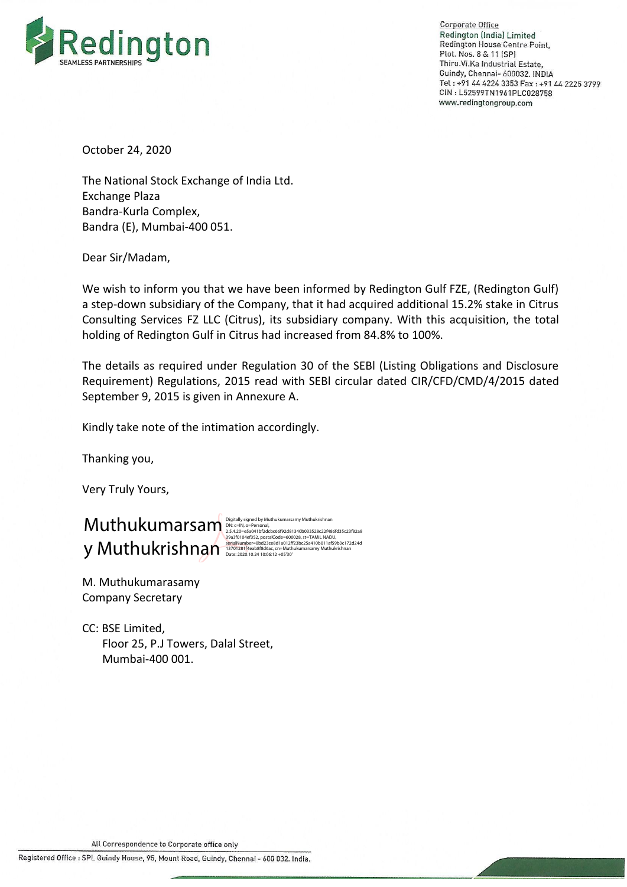Corporate Office
Redington (India) Limited
Redington House Centre Point,
Plot. Nos. 8 & 11 (SP)
Thiru.Vi.Ka Industrial Estate,
Guindy, Chennai- 600032. INDIA
Tel : +91 44 4224 3353 Fax : +91 44 2225 3799
CIN : L52599TN1961PLC028758
www.redingtongroup.com

October 24, 2020

The National Stock Exchange of India Ltd.
Exchange Plaza
Bandra-Kurla Complex,
Bandra (E), Mumbai-400 051.

Dear Sir/Madam,

We wish to inform you that we have been informed by Redington Gulf FZE, (Redington Gulf) a step-down subsidiary of the Company, that it had acquired additional 15.2% stake in Citrus Consulting Services FZ LLC (Citrus), its subsidiary company. With this acquisition, the total holding of Redington Gulf in Citrus had increased from 84.8% to 100%.

The details as required under Regulation 30 of the SEBI (Listing Obligations and Disclosure Requirement) Regulations, 2015 read with SEBI circular dated CIR/CFD/CMD/4/2015 dated September 9, 2015 is given in Annexure A.

Kindly take note of the intimation accordingly.

Thanking you,

Very Truly Yours,

Muthukumarsamy Muthukrishnan

Digitally signed by Muthukumarsamy Muthukrishnan
DN: c=IN, o=Personal, 2.5.4.20=e5a041bf2dcbc66f92d81340b033528c22f486fd35c23f82a839a3f0104ef352, postalCode=600028, st=TAMIL NADU, serialNumber=0bd23ce8d1a012ff23bc25a410b011af59b3c172d24d13701281f4eab8f8d6ac, cn=Muthukumarsamy Muthukrishnan
Date: 2020.10.24 10:06:12 +05'30'

M. Muthukumarasamy
Company Secretary

CC: BSE Limited,
Floor 25, P.J Towers, Dalal Street,
Mumbai-400 001.

All Correspondence to Corporate office only

Registered Office : SPL Guindy House, 95, Mount Road, Guindy, Chennai - 600 032. India.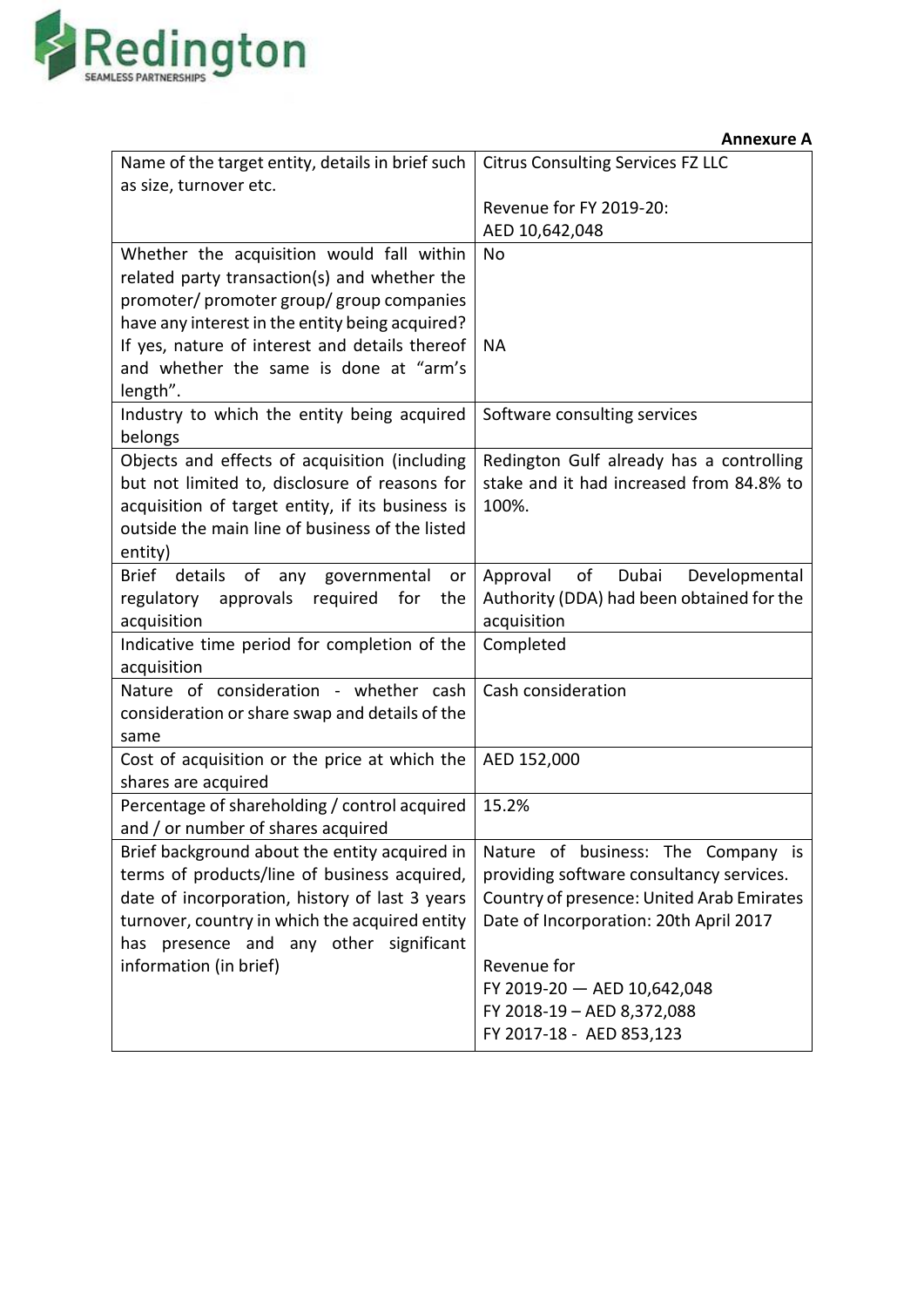**Annexure A**

| | |
|---|---|
| Name of the target entity, details in brief such as size, turnover etc. | Citrus Consulting Services FZ LLC<br><br>Revenue for FY 2019-20:<br>AED 10,642,048 |
| Whether the acquisition would fall within related party transaction(s) and whether the promoter/ promoter group/ group companies have any interest in the entity being acquired? If yes, nature of interest and details thereof and whether the same is done at "arm's length". | No<br><br><br><br>NA |
| Industry to which the entity being acquired belongs | Software consulting services |
| Objects and effects of acquisition (including but not limited to, disclosure of reasons for acquisition of target entity, if its business is outside the main line of business of the listed entity) | Redington Gulf already has a controlling stake and it had increased from 84.8% to 100%. |
| Brief details of any governmental or regulatory approvals required for the acquisition | Approval of Dubai Developmental Authority (DDA) had been obtained for the acquisition |
| Indicative time period for completion of the acquisition | Completed |
| Nature of consideration - whether cash consideration or share swap and details of the same | Cash consideration |
| Cost of acquisition or the price at which the shares are acquired | AED 152,000 |
| Percentage of shareholding / control acquired and / or number of shares acquired | 15.2% |
| Brief background about the entity acquired in terms of products/line of business acquired, date of incorporation, history of last 3 years turnover, country in which the acquired entity has presence and any other significant information (in brief) | Nature of business: The Company is providing software consultancy services.<br>Country of presence: United Arab Emirates<br>Date of Incorporation: 20th April 2017<br><br>Revenue for<br>FY 2019-20 — AED 10,642,048<br>FY 2018-19 – AED 8,372,088<br>FY 2017-18 - AED 853,123 |